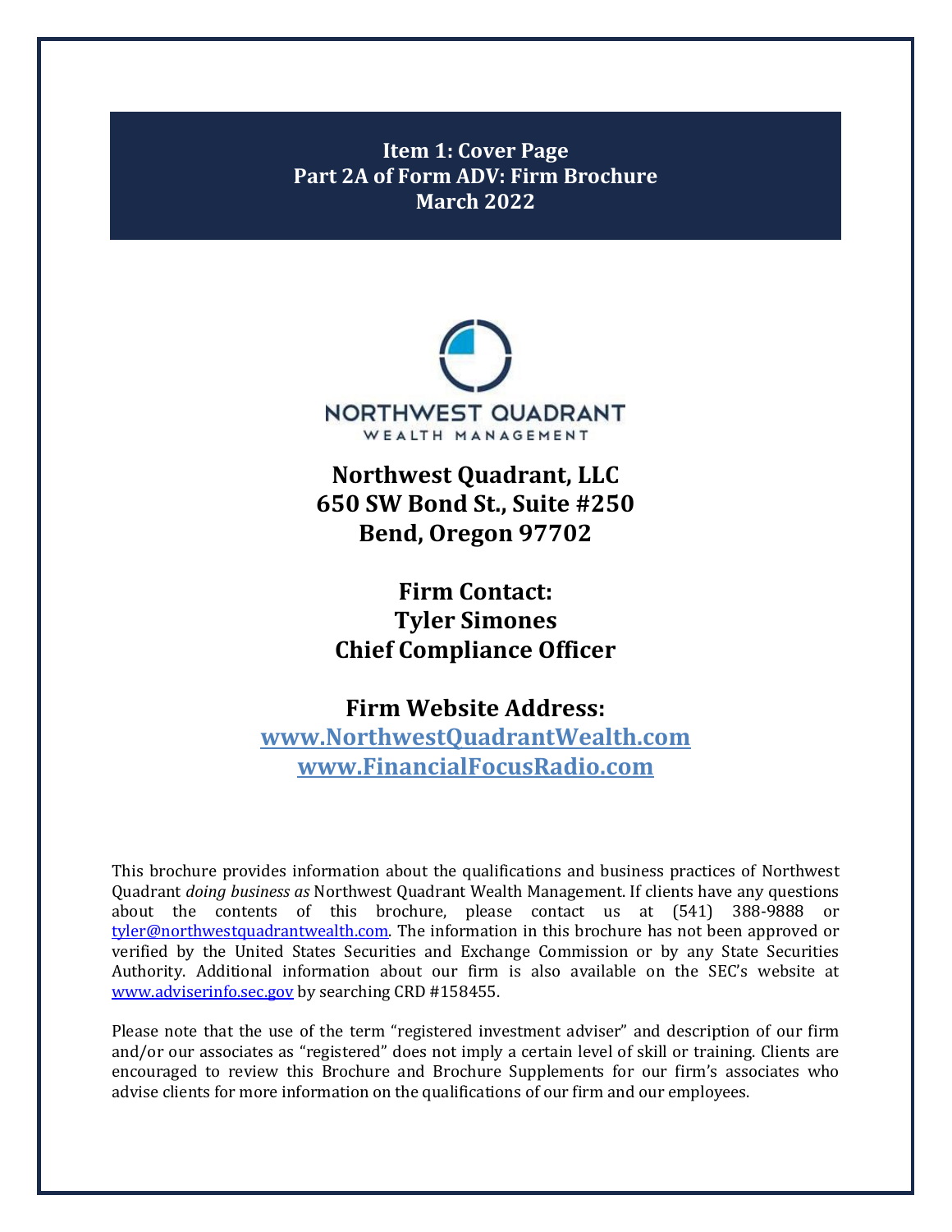# Item 1: Cover Page
## Part 2A of Form ADV: Firm Brochure
## March 2022

NORTHWEST QUADRANT
WEALTH MANAGEMENT

**Northwest Quadrant, LLC**
**650 SW Bond St., Suite #250**
**Bend, Oregon 97702**

**Firm Contact:**
**Tyler Simones**
**Chief Compliance Officer**

**Firm Website Address:**
**www.NorthwestQuadrantWealth.com**
**www.FinancialFocusRadio.com**

This brochure provides information about the qualifications and business practices of Northwest Quadrant *doing business as* Northwest Quadrant Wealth Management. If clients have any questions about the contents of this brochure, please contact us at (541) 388-9888 or tyler@northwestquadrantwealth.com. The information in this brochure has not been approved or verified by the United States Securities and Exchange Commission or by any State Securities Authority. Additional information about our firm is also available on the SEC's website at www.adviserinfo.sec.gov by searching CRD #158455.

Please note that the use of the term "registered investment adviser" and description of our firm and/or our associates as "registered" does not imply a certain level of skill or training. Clients are encouraged to review this Brochure and Brochure Supplements for our firm's associates who advise clients for more information on the qualifications of our firm and our employees.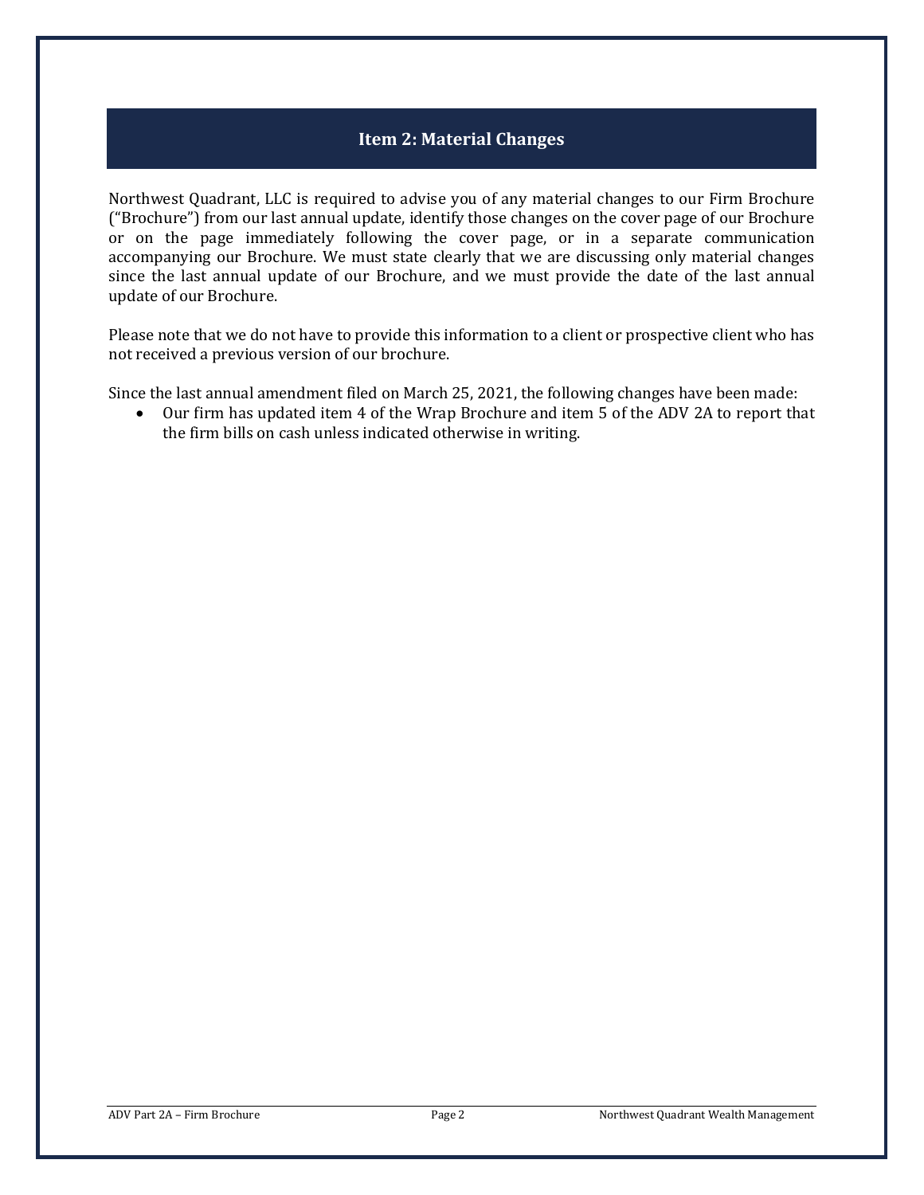## Item 2: Material Changes

Northwest Quadrant, LLC is required to advise you of any material changes to our Firm Brochure ("Brochure") from our last annual update, identify those changes on the cover page of our Brochure or on the page immediately following the cover page, or in a separate communication accompanying our Brochure. We must state clearly that we are discussing only material changes since the last annual update of our Brochure, and we must provide the date of the last annual update of our Brochure.

Please note that we do not have to provide this information to a client or prospective client who has not received a previous version of our brochure.

Since the last annual amendment filed on March 25, 2021, the following changes have been made:

- Our firm has updated item 4 of the Wrap Brochure and item 5 of the ADV 2A to report that the firm bills on cash unless indicated otherwise in writing.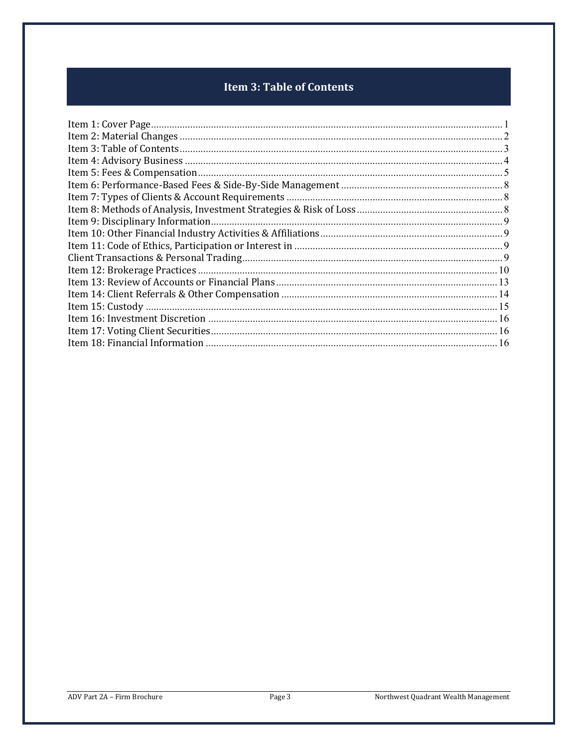# Item 3: Table of Contents

Item 1: Cover Page ........ 1
Item 2: Material Changes ........ 2
Item 3: Table of Contents ........ 3
Item 4: Advisory Business ........ 4
Item 5: Fees & Compensation ........ 5
Item 6: Performance-Based Fees & Side-By-Side Management ........ 8
Item 7: Types of Clients & Account Requirements ........ 8
Item 8: Methods of Analysis, Investment Strategies & Risk of Loss ........ 8
Item 9: Disciplinary Information ........ 9
Item 10: Other Financial Industry Activities & Affiliations ........ 9
Item 11: Code of Ethics, Participation or Interest in ........ 9
Client Transactions & Personal Trading ........ 9
Item 12: Brokerage Practices ........ 10
Item 13: Review of Accounts or Financial Plans ........ 13
Item 14: Client Referrals & Other Compensation ........ 14
Item 15: Custody ........ 15
Item 16: Investment Discretion ........ 16
Item 17: Voting Client Securities ........ 16
Item 18: Financial Information ........ 16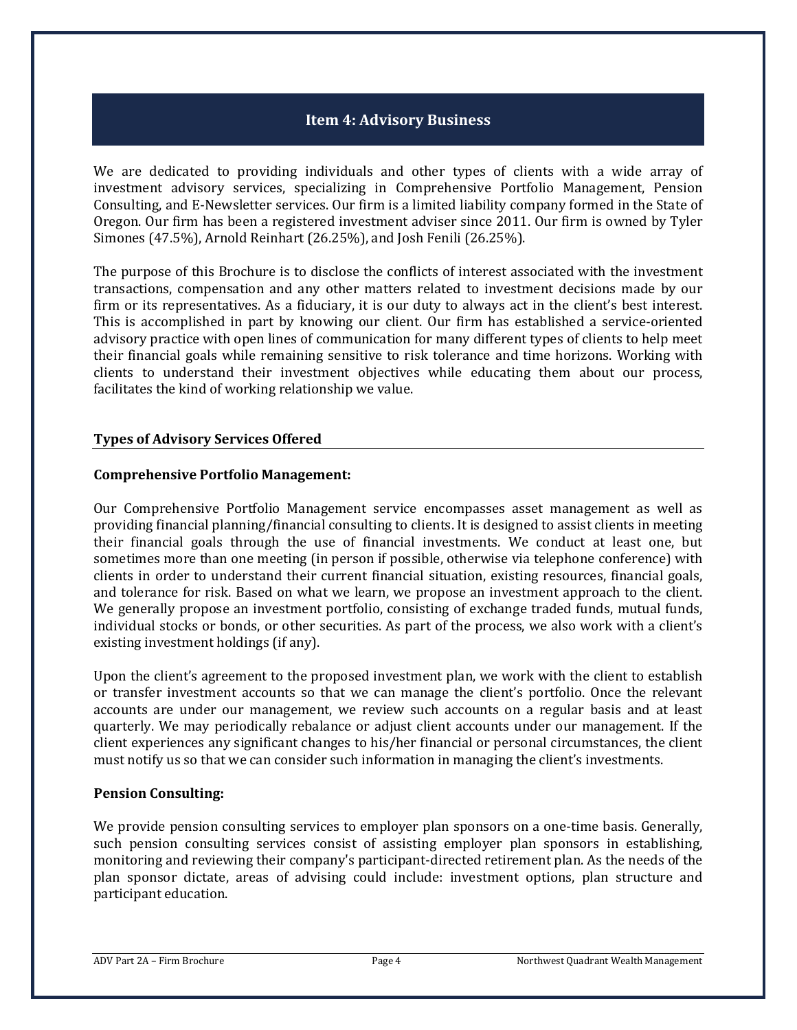## Item 4: Advisory Business

We are dedicated to providing individuals and other types of clients with a wide array of investment advisory services, specializing in Comprehensive Portfolio Management, Pension Consulting, and E-Newsletter services. Our firm is a limited liability company formed in the State of Oregon. Our firm has been a registered investment adviser since 2011. Our firm is owned by Tyler Simones (47.5%), Arnold Reinhart (26.25%), and Josh Fenili (26.25%).

The purpose of this Brochure is to disclose the conflicts of interest associated with the investment transactions, compensation and any other matters related to investment decisions made by our firm or its representatives. As a fiduciary, it is our duty to always act in the client's best interest. This is accomplished in part by knowing our client. Our firm has established a service-oriented advisory practice with open lines of communication for many different types of clients to help meet their financial goals while remaining sensitive to risk tolerance and time horizons. Working with clients to understand their investment objectives while educating them about our process, facilitates the kind of working relationship we value.

### Types of Advisory Services Offered

**Comprehensive Portfolio Management:**

Our Comprehensive Portfolio Management service encompasses asset management as well as providing financial planning/financial consulting to clients. It is designed to assist clients in meeting their financial goals through the use of financial investments. We conduct at least one, but sometimes more than one meeting (in person if possible, otherwise via telephone conference) with clients in order to understand their current financial situation, existing resources, financial goals, and tolerance for risk. Based on what we learn, we propose an investment approach to the client. We generally propose an investment portfolio, consisting of exchange traded funds, mutual funds, individual stocks or bonds, or other securities. As part of the process, we also work with a client's existing investment holdings (if any).

Upon the client's agreement to the proposed investment plan, we work with the client to establish or transfer investment accounts so that we can manage the client's portfolio. Once the relevant accounts are under our management, we review such accounts on a regular basis and at least quarterly. We may periodically rebalance or adjust client accounts under our management. If the client experiences any significant changes to his/her financial or personal circumstances, the client must notify us so that we can consider such information in managing the client's investments.

**Pension Consulting:**

We provide pension consulting services to employer plan sponsors on a one-time basis. Generally, such pension consulting services consist of assisting employer plan sponsors in establishing, monitoring and reviewing their company's participant-directed retirement plan. As the needs of the plan sponsor dictate, areas of advising could include: investment options, plan structure and participant education.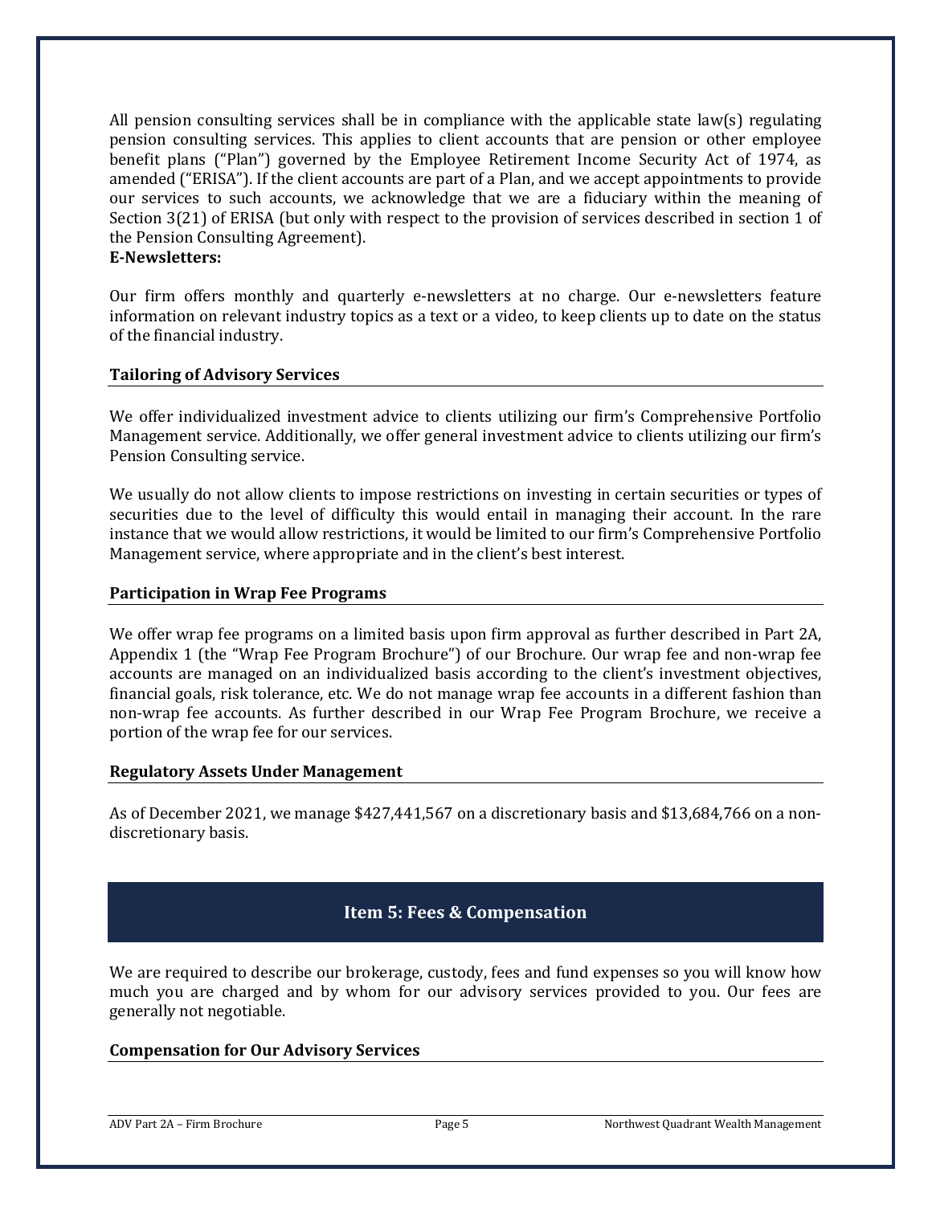All pension consulting services shall be in compliance with the applicable state law(s) regulating pension consulting services. This applies to client accounts that are pension or other employee benefit plans ("Plan") governed by the Employee Retirement Income Security Act of 1974, as amended ("ERISA"). If the client accounts are part of a Plan, and we accept appointments to provide our services to such accounts, we acknowledge that we are a fiduciary within the meaning of Section 3(21) of ERISA (but only with respect to the provision of services described in section 1 of the Pension Consulting Agreement).

**E-Newsletters:**

Our firm offers monthly and quarterly e-newsletters at no charge. Our e-newsletters feature information on relevant industry topics as a text or a video, to keep clients up to date on the status of the financial industry.

### Tailoring of Advisory Services

We offer individualized investment advice to clients utilizing our firm's Comprehensive Portfolio Management service. Additionally, we offer general investment advice to clients utilizing our firm's Pension Consulting service.

We usually do not allow clients to impose restrictions on investing in certain securities or types of securities due to the level of difficulty this would entail in managing their account. In the rare instance that we would allow restrictions, it would be limited to our firm's Comprehensive Portfolio Management service, where appropriate and in the client's best interest.

### Participation in Wrap Fee Programs

We offer wrap fee programs on a limited basis upon firm approval as further described in Part 2A, Appendix 1 (the "Wrap Fee Program Brochure") of our Brochure. Our wrap fee and non-wrap fee accounts are managed on an individualized basis according to the client's investment objectives, financial goals, risk tolerance, etc. We do not manage wrap fee accounts in a different fashion than non-wrap fee accounts. As further described in our Wrap Fee Program Brochure, we receive a portion of the wrap fee for our services.

### Regulatory Assets Under Management

As of December 2021, we manage $427,441,567 on a discretionary basis and $13,684,766 on a non-discretionary basis.

## Item 5: Fees & Compensation

We are required to describe our brokerage, custody, fees and fund expenses so you will know how much you are charged and by whom for our advisory services provided to you. Our fees are generally not negotiable.

### Compensation for Our Advisory Services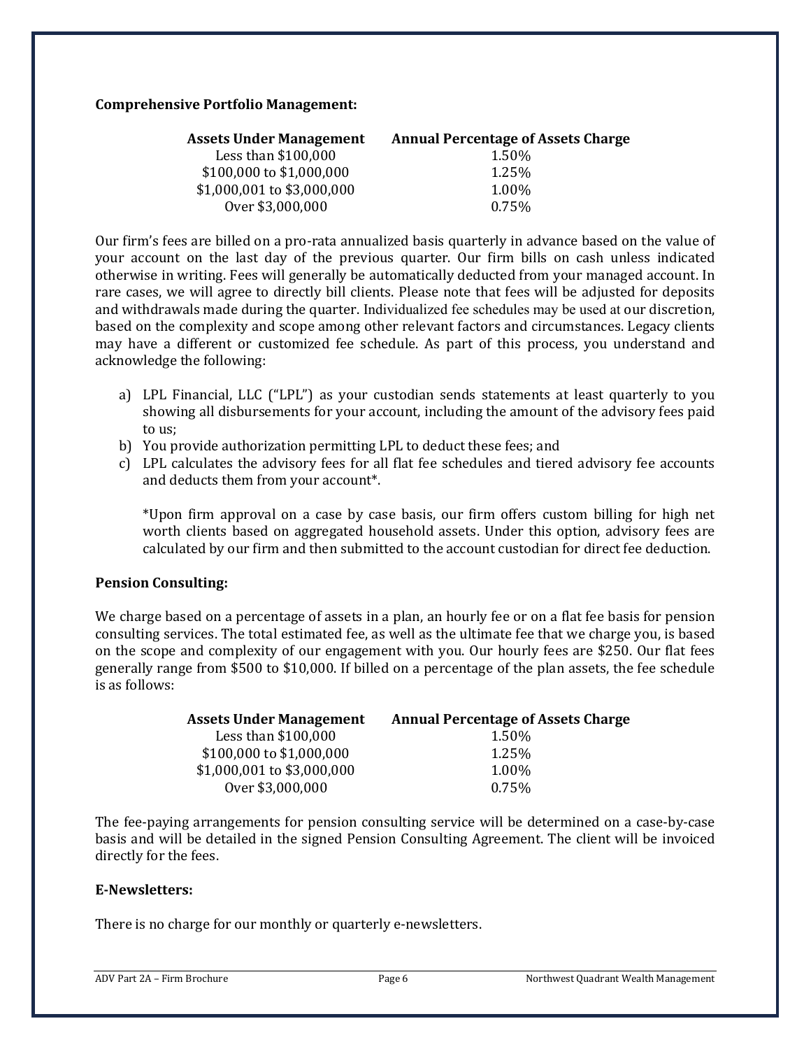**Comprehensive Portfolio Management:**

| Assets Under Management | Annual Percentage of Assets Charge |
| --- | --- |
| Less than $100,000 | 1.50% |
| $100,000 to $1,000,000 | 1.25% |
| $1,000,001 to $3,000,000 | 1.00% |
| Over $3,000,000 | 0.75% |

Our firm's fees are billed on a pro-rata annualized basis quarterly in advance based on the value of your account on the last day of the previous quarter. Our firm bills on cash unless indicated otherwise in writing. Fees will generally be automatically deducted from your managed account. In rare cases, we will agree to directly bill clients. Please note that fees will be adjusted for deposits and withdrawals made during the quarter. Individualized fee schedules may be used at our discretion, based on the complexity and scope among other relevant factors and circumstances. Legacy clients may have a different or customized fee schedule. As part of this process, you understand and acknowledge the following:

a) LPL Financial, LLC ("LPL") as your custodian sends statements at least quarterly to you showing all disbursements for your account, including the amount of the advisory fees paid to us;
b) You provide authorization permitting LPL to deduct these fees; and
c) LPL calculates the advisory fees for all flat fee schedules and tiered advisory fee accounts and deducts them from your account*.

   *Upon firm approval on a case by case basis, our firm offers custom billing for high net worth clients based on aggregated household assets. Under this option, advisory fees are calculated by our firm and then submitted to the account custodian for direct fee deduction.

**Pension Consulting:**

We charge based on a percentage of assets in a plan, an hourly fee or on a flat fee basis for pension consulting services. The total estimated fee, as well as the ultimate fee that we charge you, is based on the scope and complexity of our engagement with you. Our hourly fees are $250. Our flat fees generally range from $500 to $10,000. If billed on a percentage of the plan assets, the fee schedule is as follows:

| Assets Under Management | Annual Percentage of Assets Charge |
| --- | --- |
| Less than $100,000 | 1.50% |
| $100,000 to $1,000,000 | 1.25% |
| $1,000,001 to $3,000,000 | 1.00% |
| Over $3,000,000 | 0.75% |

The fee-paying arrangements for pension consulting service will be determined on a case-by-case basis and will be detailed in the signed Pension Consulting Agreement. The client will be invoiced directly for the fees.

**E-Newsletters:**

There is no charge for our monthly or quarterly e-newsletters.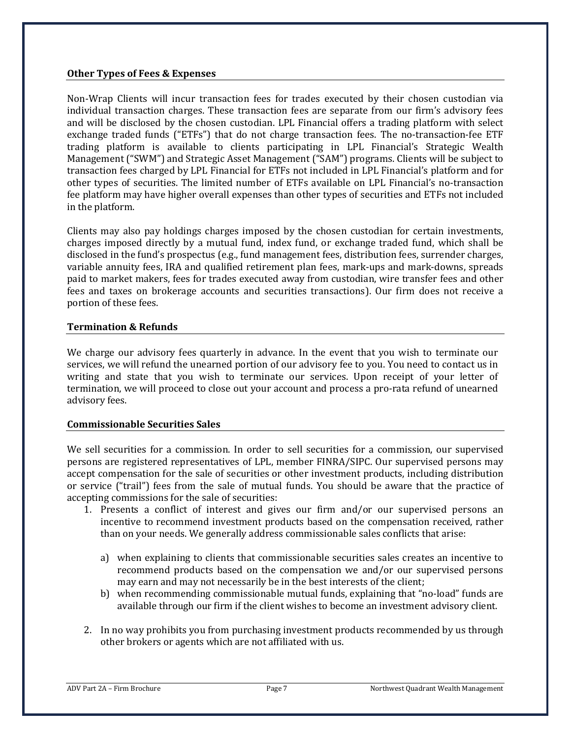### Other Types of Fees & Expenses

Non-Wrap Clients will incur transaction fees for trades executed by their chosen custodian via individual transaction charges. These transaction fees are separate from our firm's advisory fees and will be disclosed by the chosen custodian. LPL Financial offers a trading platform with select exchange traded funds ("ETFs") that do not charge transaction fees. The no-transaction-fee ETF trading platform is available to clients participating in LPL Financial's Strategic Wealth Management ("SWM") and Strategic Asset Management ("SAM") programs. Clients will be subject to transaction fees charged by LPL Financial for ETFs not included in LPL Financial's platform and for other types of securities. The limited number of ETFs available on LPL Financial's no-transaction fee platform may have higher overall expenses than other types of securities and ETFs not included in the platform.

Clients may also pay holdings charges imposed by the chosen custodian for certain investments, charges imposed directly by a mutual fund, index fund, or exchange traded fund, which shall be disclosed in the fund's prospectus (e.g., fund management fees, distribution fees, surrender charges, variable annuity fees, IRA and qualified retirement plan fees, mark-ups and mark-downs, spreads paid to market makers, fees for trades executed away from custodian, wire transfer fees and other fees and taxes on brokerage accounts and securities transactions). Our firm does not receive a portion of these fees.

### Termination & Refunds

We charge our advisory fees quarterly in advance. In the event that you wish to terminate our services, we will refund the unearned portion of our advisory fee to you. You need to contact us in writing and state that you wish to terminate our services. Upon receipt of your letter of termination, we will proceed to close out your account and process a pro-rata refund of unearned advisory fees.

### Commissionable Securities Sales

We sell securities for a commission. In order to sell securities for a commission, our supervised persons are registered representatives of LPL, member FINRA/SIPC. Our supervised persons may accept compensation for the sale of securities or other investment products, including distribution or service ("trail") fees from the sale of mutual funds. You should be aware that the practice of accepting commissions for the sale of securities:

1. Presents a conflict of interest and gives our firm and/or our supervised persons an incentive to recommend investment products based on the compensation received, rather than on your needs. We generally address commissionable sales conflicts that arise:

   a) when explaining to clients that commissionable securities sales creates an incentive to recommend products based on the compensation we and/or our supervised persons may earn and may not necessarily be in the best interests of the client;
   
   b) when recommending commissionable mutual funds, explaining that "no-load" funds are available through our firm if the client wishes to become an investment advisory client.

2. In no way prohibits you from purchasing investment products recommended by us through other brokers or agents which are not affiliated with us.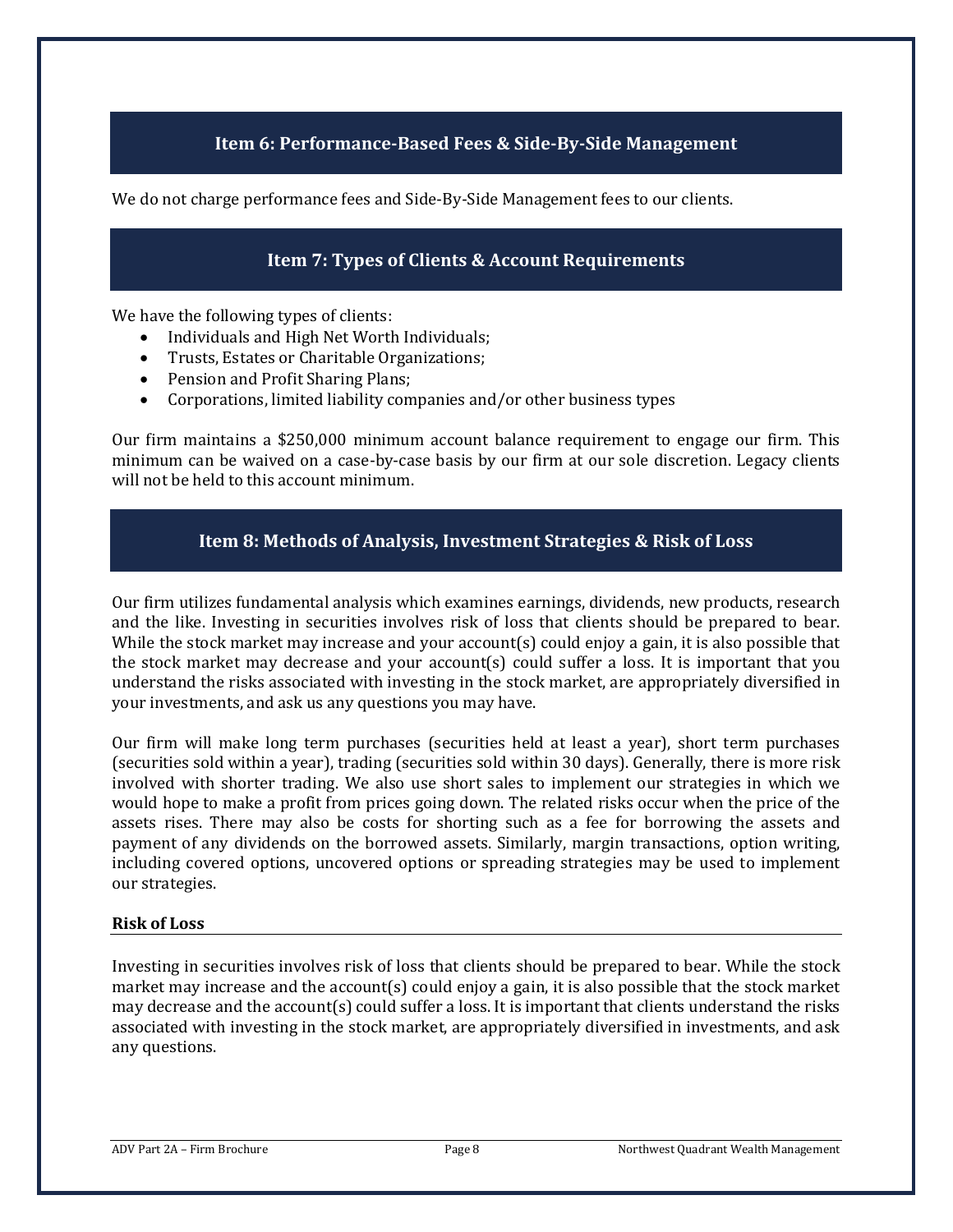## Item 6: Performance-Based Fees & Side-By-Side Management

We do not charge performance fees and Side-By-Side Management fees to our clients.

## Item 7: Types of Clients & Account Requirements

We have the following types of clients:

- Individuals and High Net Worth Individuals;
- Trusts, Estates or Charitable Organizations;
- Pension and Profit Sharing Plans;
- Corporations, limited liability companies and/or other business types

Our firm maintains a $250,000 minimum account balance requirement to engage our firm. This minimum can be waived on a case-by-case basis by our firm at our sole discretion. Legacy clients will not be held to this account minimum.

## Item 8: Methods of Analysis, Investment Strategies & Risk of Loss

Our firm utilizes fundamental analysis which examines earnings, dividends, new products, research and the like. Investing in securities involves risk of loss that clients should be prepared to bear. While the stock market may increase and your account(s) could enjoy a gain, it is also possible that the stock market may decrease and your account(s) could suffer a loss. It is important that you understand the risks associated with investing in the stock market, are appropriately diversified in your investments, and ask us any questions you may have.

Our firm will make long term purchases (securities held at least a year), short term purchases (securities sold within a year), trading (securities sold within 30 days). Generally, there is more risk involved with shorter trading. We also use short sales to implement our strategies in which we would hope to make a profit from prices going down. The related risks occur when the price of the assets rises. There may also be costs for shorting such as a fee for borrowing the assets and payment of any dividends on the borrowed assets. Similarly, margin transactions, option writing, including covered options, uncovered options or spreading strategies may be used to implement our strategies.

### Risk of Loss

Investing in securities involves risk of loss that clients should be prepared to bear. While the stock market may increase and the account(s) could enjoy a gain, it is also possible that the stock market may decrease and the account(s) could suffer a loss. It is important that clients understand the risks associated with investing in the stock market, are appropriately diversified in investments, and ask any questions.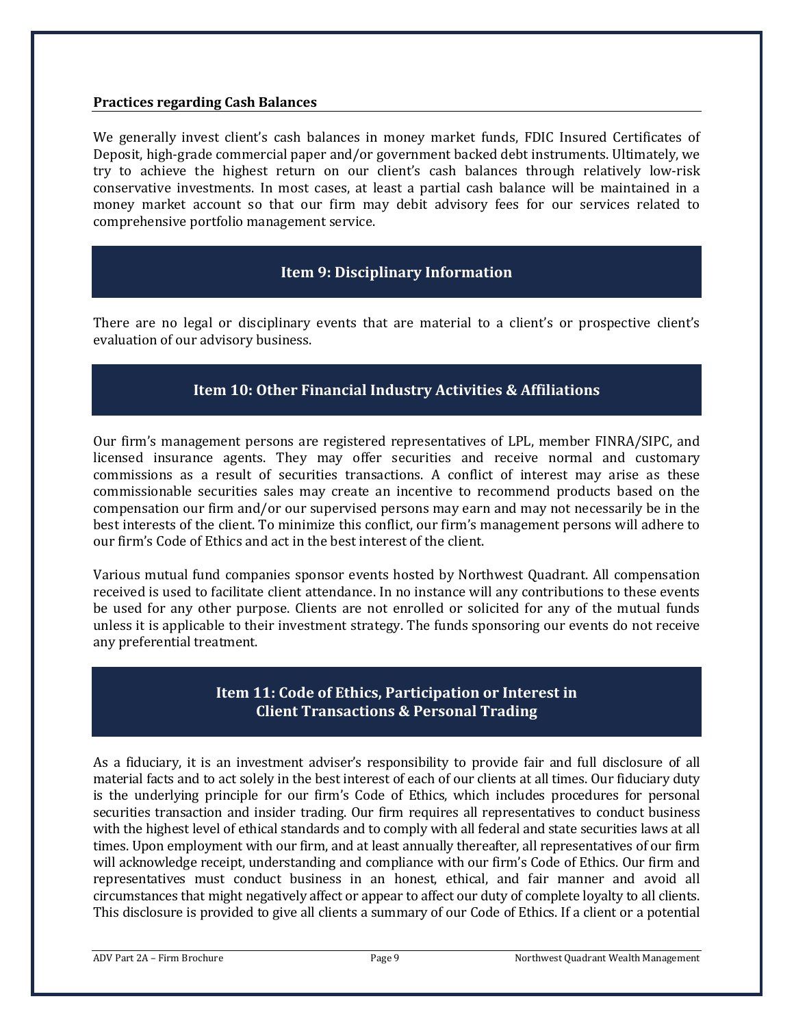**Practices regarding Cash Balances**

We generally invest client's cash balances in money market funds, FDIC Insured Certificates of Deposit, high-grade commercial paper and/or government backed debt instruments. Ultimately, we try to achieve the highest return on our client's cash balances through relatively low-risk conservative investments. In most cases, at least a partial cash balance will be maintained in a money market account so that our firm may debit advisory fees for our services related to comprehensive portfolio management service.

## Item 9: Disciplinary Information

There are no legal or disciplinary events that are material to a client's or prospective client's evaluation of our advisory business.

## Item 10: Other Financial Industry Activities & Affiliations

Our firm's management persons are registered representatives of LPL, member FINRA/SIPC, and licensed insurance agents. They may offer securities and receive normal and customary commissions as a result of securities transactions. A conflict of interest may arise as these commissionable securities sales may create an incentive to recommend products based on the compensation our firm and/or our supervised persons may earn and may not necessarily be in the best interests of the client. To minimize this conflict, our firm's management persons will adhere to our firm's Code of Ethics and act in the best interest of the client.

Various mutual fund companies sponsor events hosted by Northwest Quadrant. All compensation received is used to facilitate client attendance. In no instance will any contributions to these events be used for any other purpose. Clients are not enrolled or solicited for any of the mutual funds unless it is applicable to their investment strategy. The funds sponsoring our events do not receive any preferential treatment.

## Item 11: Code of Ethics, Participation or Interest in Client Transactions & Personal Trading

As a fiduciary, it is an investment adviser's responsibility to provide fair and full disclosure of all material facts and to act solely in the best interest of each of our clients at all times. Our fiduciary duty is the underlying principle for our firm's Code of Ethics, which includes procedures for personal securities transaction and insider trading. Our firm requires all representatives to conduct business with the highest level of ethical standards and to comply with all federal and state securities laws at all times. Upon employment with our firm, and at least annually thereafter, all representatives of our firm will acknowledge receipt, understanding and compliance with our firm's Code of Ethics. Our firm and representatives must conduct business in an honest, ethical, and fair manner and avoid all circumstances that might negatively affect or appear to affect our duty of complete loyalty to all clients. This disclosure is provided to give all clients a summary of our Code of Ethics. If a client or a potential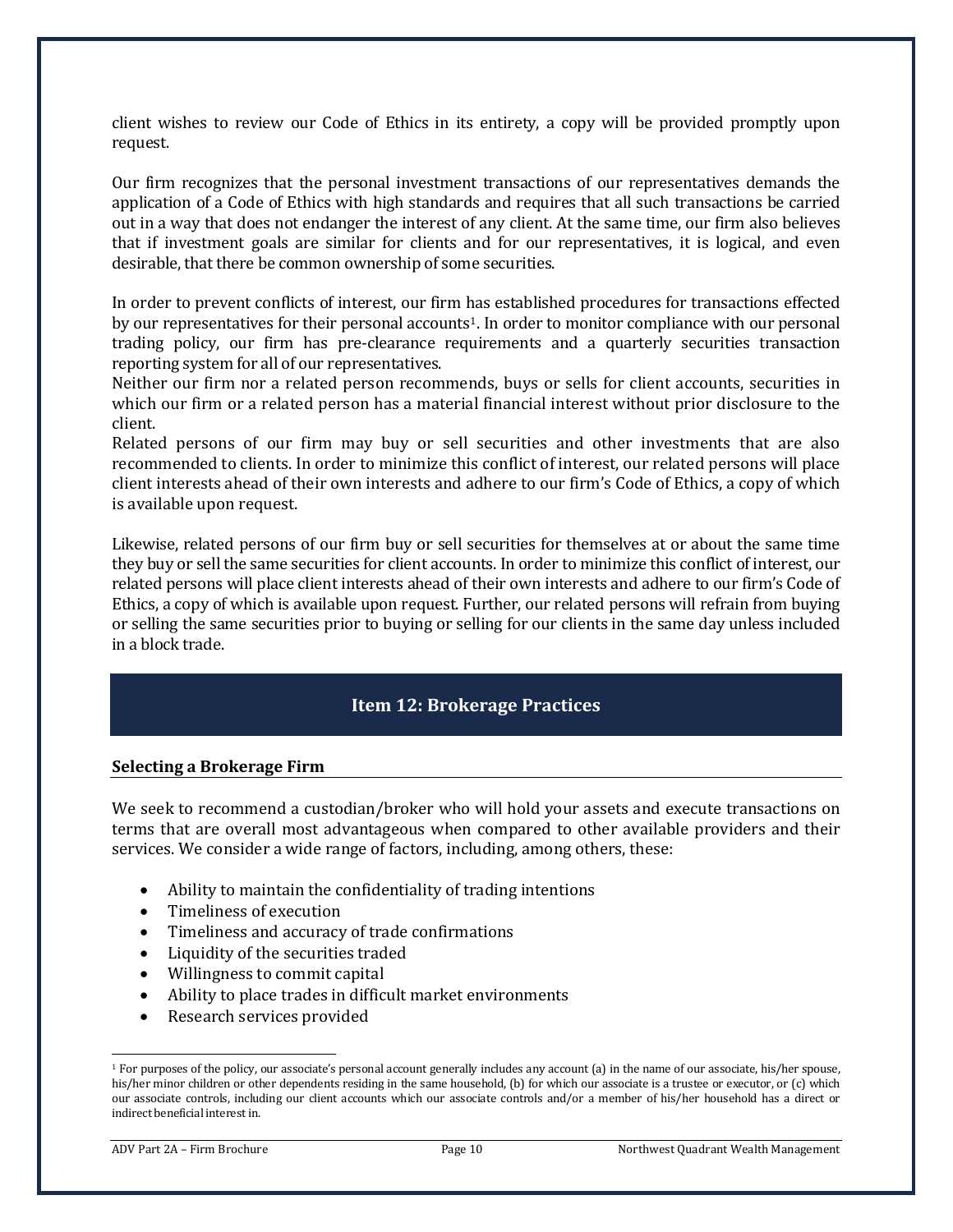client wishes to review our Code of Ethics in its entirety, a copy will be provided promptly upon request.

Our firm recognizes that the personal investment transactions of our representatives demands the application of a Code of Ethics with high standards and requires that all such transactions be carried out in a way that does not endanger the interest of any client. At the same time, our firm also believes that if investment goals are similar for clients and for our representatives, it is logical, and even desirable, that there be common ownership of some securities.

In order to prevent conflicts of interest, our firm has established procedures for transactions effected by our representatives for their personal accounts[1]. In order to monitor compliance with our personal trading policy, our firm has pre-clearance requirements and a quarterly securities transaction reporting system for all of our representatives.

Neither our firm nor a related person recommends, buys or sells for client accounts, securities in which our firm or a related person has a material financial interest without prior disclosure to the client.

Related persons of our firm may buy or sell securities and other investments that are also recommended to clients. In order to minimize this conflict of interest, our related persons will place client interests ahead of their own interests and adhere to our firm's Code of Ethics, a copy of which is available upon request.

Likewise, related persons of our firm buy or sell securities for themselves at or about the same time they buy or sell the same securities for client accounts. In order to minimize this conflict of interest, our related persons will place client interests ahead of their own interests and adhere to our firm's Code of Ethics, a copy of which is available upon request. Further, our related persons will refrain from buying or selling the same securities prior to buying or selling for our clients in the same day unless included in a block trade.

## Item 12: Brokerage Practices

### Selecting a Brokerage Firm

We seek to recommend a custodian/broker who will hold your assets and execute transactions on terms that are overall most advantageous when compared to other available providers and their services. We consider a wide range of factors, including, among others, these:

- Ability to maintain the confidentiality of trading intentions
- Timeliness of execution
- Timeliness and accuracy of trade confirmations
- Liquidity of the securities traded
- Willingness to commit capital
- Ability to place trades in difficult market environments
- Research services provided

[1] For purposes of the policy, our associate's personal account generally includes any account (a) in the name of our associate, his/her spouse, his/her minor children or other dependents residing in the same household, (b) for which our associate is a trustee or executor, or (c) which our associate controls, including our client accounts which our associate controls and/or a member of his/her household has a direct or indirect beneficial interest in.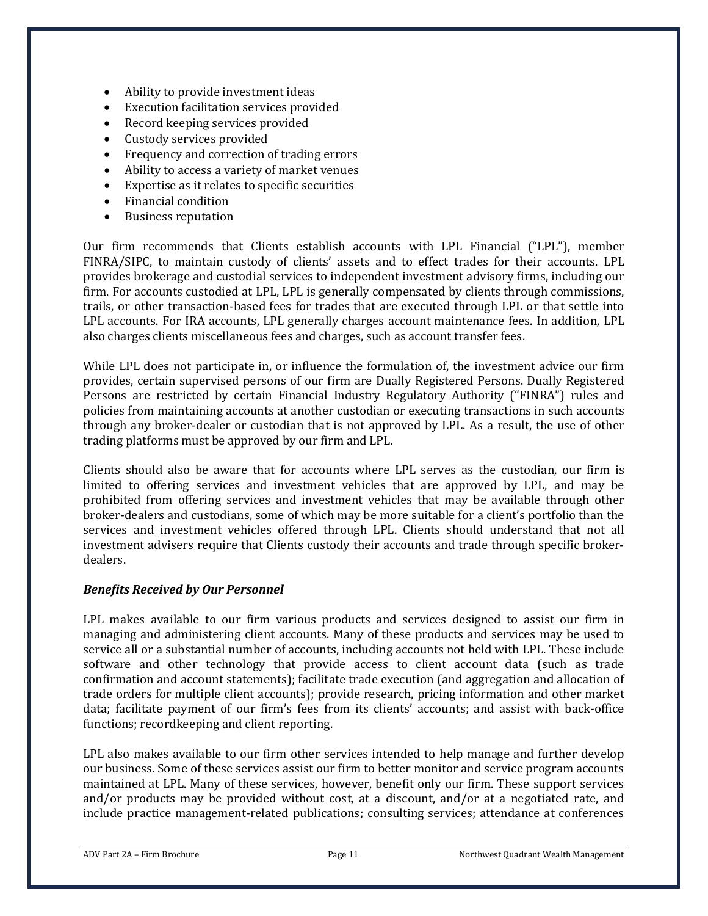- Ability to provide investment ideas
- Execution facilitation services provided
- Record keeping services provided
- Custody services provided
- Frequency and correction of trading errors
- Ability to access a variety of market venues
- Expertise as it relates to specific securities
- Financial condition
- Business reputation

Our firm recommends that Clients establish accounts with LPL Financial ("LPL"), member FINRA/SIPC, to maintain custody of clients' assets and to effect trades for their accounts. LPL provides brokerage and custodial services to independent investment advisory firms, including our firm. For accounts custodied at LPL, LPL is generally compensated by clients through commissions, trails, or other transaction-based fees for trades that are executed through LPL or that settle into LPL accounts. For IRA accounts, LPL generally charges account maintenance fees. In addition, LPL also charges clients miscellaneous fees and charges, such as account transfer fees.

While LPL does not participate in, or influence the formulation of, the investment advice our firm provides, certain supervised persons of our firm are Dually Registered Persons. Dually Registered Persons are restricted by certain Financial Industry Regulatory Authority ("FINRA") rules and policies from maintaining accounts at another custodian or executing transactions in such accounts through any broker-dealer or custodian that is not approved by LPL. As a result, the use of other trading platforms must be approved by our firm and LPL.

Clients should also be aware that for accounts where LPL serves as the custodian, our firm is limited to offering services and investment vehicles that are approved by LPL, and may be prohibited from offering services and investment vehicles that may be available through other broker-dealers and custodians, some of which may be more suitable for a client's portfolio than the services and investment vehicles offered through LPL. Clients should understand that not all investment advisers require that Clients custody their accounts and trade through specific broker-dealers.

### *Benefits Received by Our Personnel*

LPL makes available to our firm various products and services designed to assist our firm in managing and administering client accounts. Many of these products and services may be used to service all or a substantial number of accounts, including accounts not held with LPL. These include software and other technology that provide access to client account data (such as trade confirmation and account statements); facilitate trade execution (and aggregation and allocation of trade orders for multiple client accounts); provide research, pricing information and other market data; facilitate payment of our firm's fees from its clients' accounts; and assist with back-office functions; recordkeeping and client reporting.

LPL also makes available to our firm other services intended to help manage and further develop our business. Some of these services assist our firm to better monitor and service program accounts maintained at LPL. Many of these services, however, benefit only our firm. These support services and/or products may be provided without cost, at a discount, and/or at a negotiated rate, and include practice management-related publications; consulting services; attendance at conferences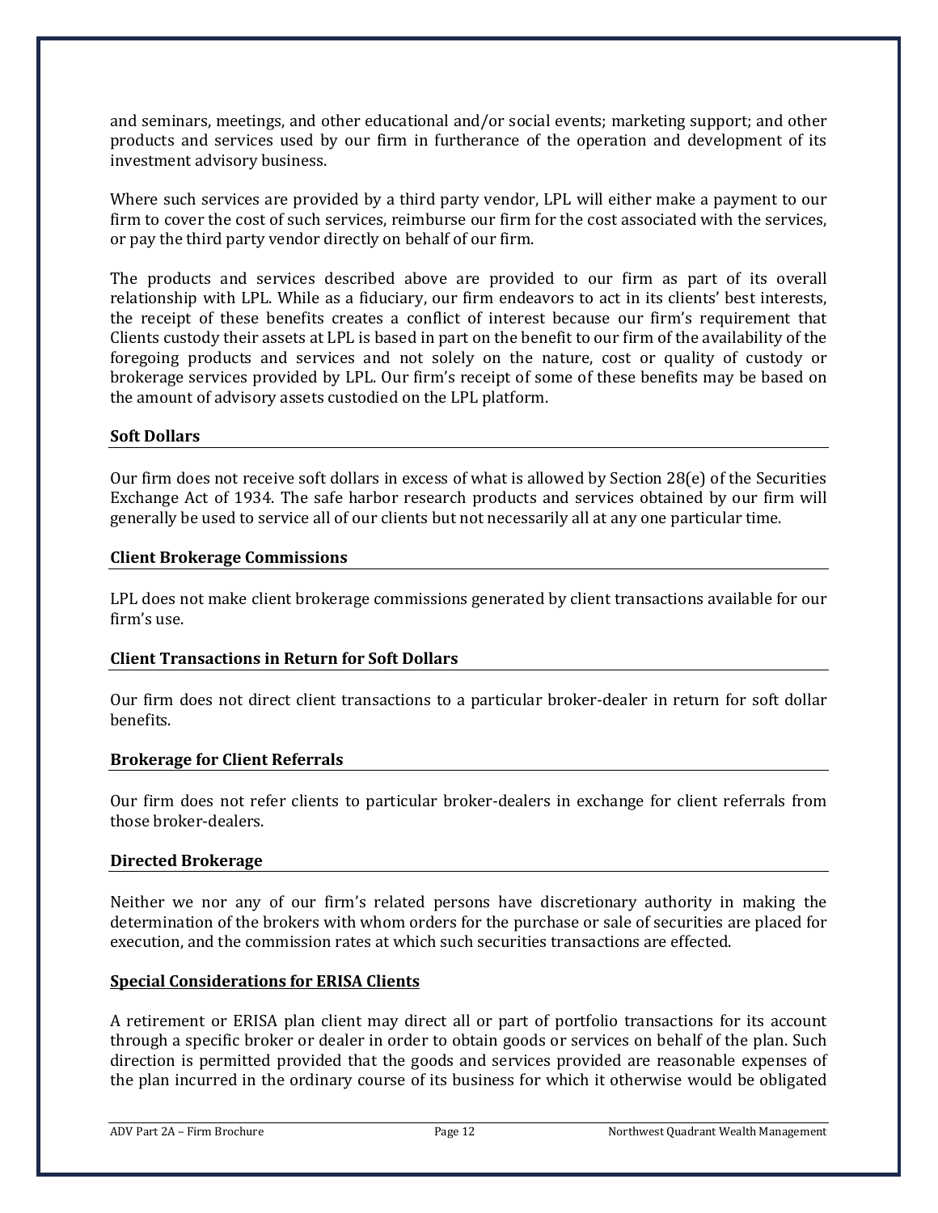and seminars, meetings, and other educational and/or social events; marketing support; and other products and services used by our firm in furtherance of the operation and development of its investment advisory business.

Where such services are provided by a third party vendor, LPL will either make a payment to our firm to cover the cost of such services, reimburse our firm for the cost associated with the services, or pay the third party vendor directly on behalf of our firm.

The products and services described above are provided to our firm as part of its overall relationship with LPL. While as a fiduciary, our firm endeavors to act in its clients' best interests, the receipt of these benefits creates a conflict of interest because our firm's requirement that Clients custody their assets at LPL is based in part on the benefit to our firm of the availability of the foregoing products and services and not solely on the nature, cost or quality of custody or brokerage services provided by LPL. Our firm's receipt of some of these benefits may be based on the amount of advisory assets custodied on the LPL platform.

**Soft Dollars**

Our firm does not receive soft dollars in excess of what is allowed by Section 28(e) of the Securities Exchange Act of 1934. The safe harbor research products and services obtained by our firm will generally be used to service all of our clients but not necessarily all at any one particular time.

**Client Brokerage Commissions**

LPL does not make client brokerage commissions generated by client transactions available for our firm's use.

**Client Transactions in Return for Soft Dollars**

Our firm does not direct client transactions to a particular broker-dealer in return for soft dollar benefits.

**Brokerage for Client Referrals**

Our firm does not refer clients to particular broker-dealers in exchange for client referrals from those broker-dealers.

**Directed Brokerage**

Neither we nor any of our firm's related persons have discretionary authority in making the determination of the brokers with whom orders for the purchase or sale of securities are placed for execution, and the commission rates at which such securities transactions are effected.

**Special Considerations for ERISA Clients**

A retirement or ERISA plan client may direct all or part of portfolio transactions for its account through a specific broker or dealer in order to obtain goods or services on behalf of the plan. Such direction is permitted provided that the goods and services provided are reasonable expenses of the plan incurred in the ordinary course of its business for which it otherwise would be obligated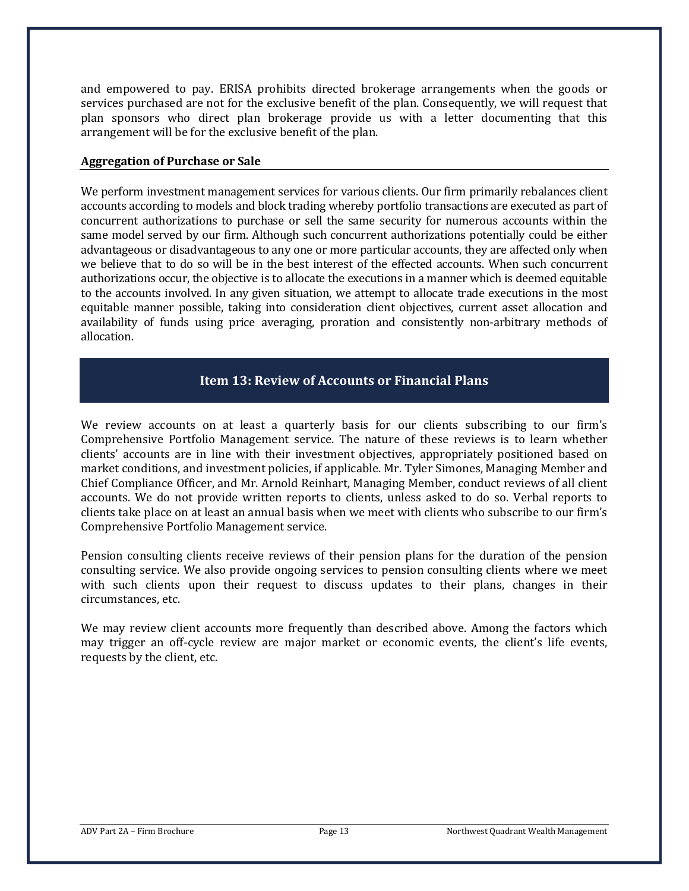and empowered to pay. ERISA prohibits directed brokerage arrangements when the goods or services purchased are not for the exclusive benefit of the plan. Consequently, we will request that plan sponsors who direct plan brokerage provide us with a letter documenting that this arrangement will be for the exclusive benefit of the plan.

### Aggregation of Purchase or Sale

We perform investment management services for various clients. Our firm primarily rebalances client accounts according to models and block trading whereby portfolio transactions are executed as part of concurrent authorizations to purchase or sell the same security for numerous accounts within the same model served by our firm. Although such concurrent authorizations potentially could be either advantageous or disadvantageous to any one or more particular accounts, they are affected only when we believe that to do so will be in the best interest of the effected accounts. When such concurrent authorizations occur, the objective is to allocate the executions in a manner which is deemed equitable to the accounts involved. In any given situation, we attempt to allocate trade executions in the most equitable manner possible, taking into consideration client objectives, current asset allocation and availability of funds using price averaging, proration and consistently non-arbitrary methods of allocation.

## Item 13: Review of Accounts or Financial Plans

We review accounts on at least a quarterly basis for our clients subscribing to our firm's Comprehensive Portfolio Management service. The nature of these reviews is to learn whether clients' accounts are in line with their investment objectives, appropriately positioned based on market conditions, and investment policies, if applicable. Mr. Tyler Simones, Managing Member and Chief Compliance Officer, and Mr. Arnold Reinhart, Managing Member, conduct reviews of all client accounts. We do not provide written reports to clients, unless asked to do so. Verbal reports to clients take place on at least an annual basis when we meet with clients who subscribe to our firm's Comprehensive Portfolio Management service.

Pension consulting clients receive reviews of their pension plans for the duration of the pension consulting service. We also provide ongoing services to pension consulting clients where we meet with such clients upon their request to discuss updates to their plans, changes in their circumstances, etc.

We may review client accounts more frequently than described above. Among the factors which may trigger an off-cycle review are major market or economic events, the client's life events, requests by the client, etc.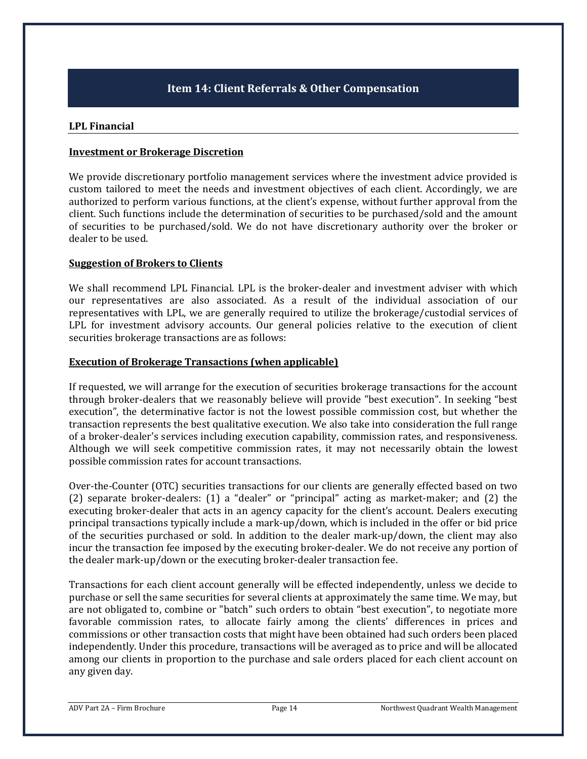## Item 14: Client Referrals & Other Compensation

### LPL Financial

**Investment or Brokerage Discretion**

We provide discretionary portfolio management services where the investment advice provided is custom tailored to meet the needs and investment objectives of each client. Accordingly, we are authorized to perform various functions, at the client's expense, without further approval from the client. Such functions include the determination of securities to be purchased/sold and the amount of securities to be purchased/sold. We do not have discretionary authority over the broker or dealer to be used.

**Suggestion of Brokers to Clients**

We shall recommend LPL Financial. LPL is the broker-dealer and investment adviser with which our representatives are also associated. As a result of the individual association of our representatives with LPL, we are generally required to utilize the brokerage/custodial services of LPL for investment advisory accounts. Our general policies relative to the execution of client securities brokerage transactions are as follows:

**Execution of Brokerage Transactions (when applicable)**

If requested, we will arrange for the execution of securities brokerage transactions for the account through broker-dealers that we reasonably believe will provide "best execution". In seeking "best execution", the determinative factor is not the lowest possible commission cost, but whether the transaction represents the best qualitative execution. We also take into consideration the full range of a broker-dealer's services including execution capability, commission rates, and responsiveness. Although we will seek competitive commission rates, it may not necessarily obtain the lowest possible commission rates for account transactions.

Over-the-Counter (OTC) securities transactions for our clients are generally effected based on two (2) separate broker-dealers: (1) a "dealer" or "principal" acting as market-maker; and (2) the executing broker-dealer that acts in an agency capacity for the client's account. Dealers executing principal transactions typically include a mark-up/down, which is included in the offer or bid price of the securities purchased or sold. In addition to the dealer mark-up/down, the client may also incur the transaction fee imposed by the executing broker-dealer. We do not receive any portion of the dealer mark-up/down or the executing broker-dealer transaction fee.

Transactions for each client account generally will be effected independently, unless we decide to purchase or sell the same securities for several clients at approximately the same time. We may, but are not obligated to, combine or "batch" such orders to obtain "best execution", to negotiate more favorable commission rates, to allocate fairly among the clients' differences in prices and commissions or other transaction costs that might have been obtained had such orders been placed independently. Under this procedure, transactions will be averaged as to price and will be allocated among our clients in proportion to the purchase and sale orders placed for each client account on any given day.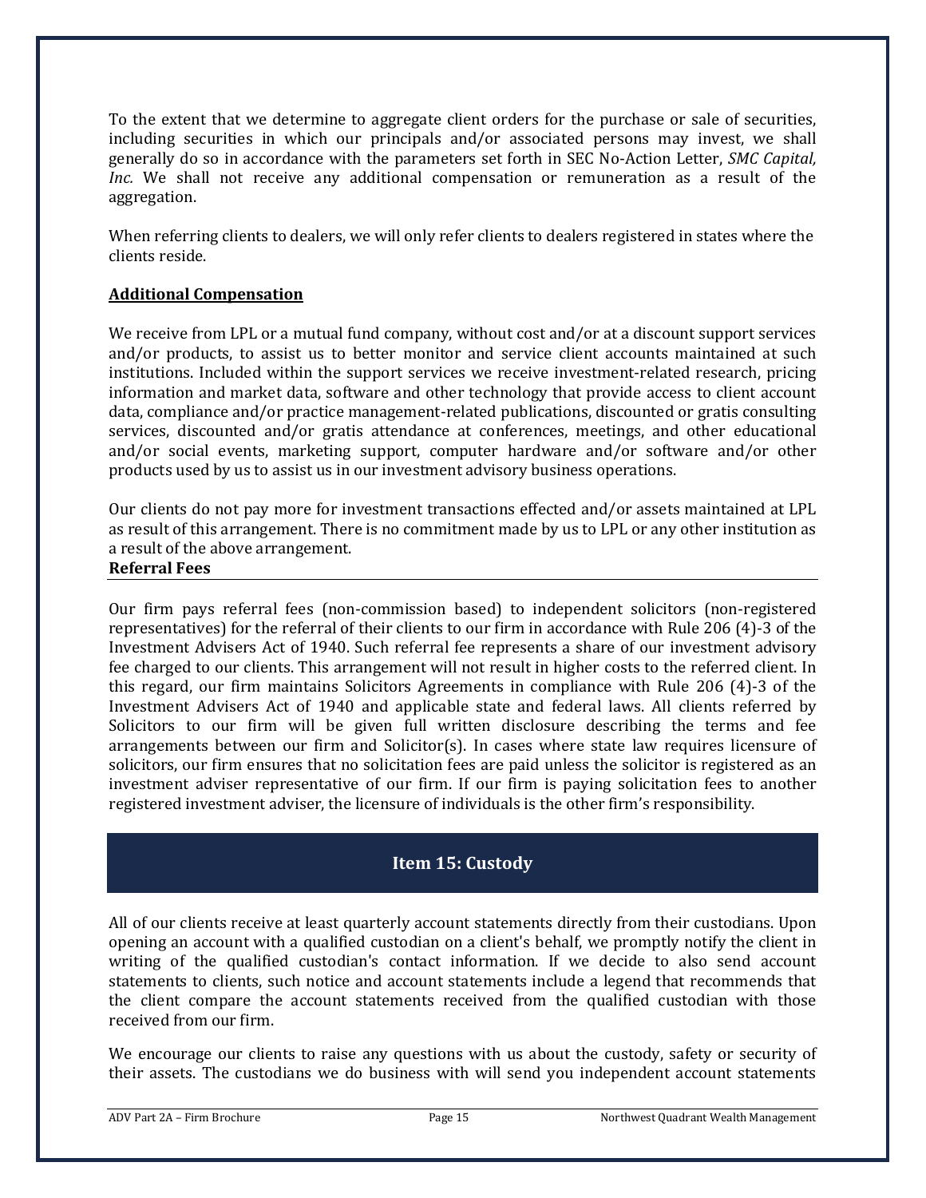To the extent that we determine to aggregate client orders for the purchase or sale of securities, including securities in which our principals and/or associated persons may invest, we shall generally do so in accordance with the parameters set forth in SEC No-Action Letter, *SMC Capital, Inc.* We shall not receive any additional compensation or remuneration as a result of the aggregation.

When referring clients to dealers, we will only refer clients to dealers registered in states where the clients reside.

**Additional Compensation**

We receive from LPL or a mutual fund company, without cost and/or at a discount support services and/or products, to assist us to better monitor and service client accounts maintained at such institutions. Included within the support services we receive investment-related research, pricing information and market data, software and other technology that provide access to client account data, compliance and/or practice management-related publications, discounted or gratis consulting services, discounted and/or gratis attendance at conferences, meetings, and other educational and/or social events, marketing support, computer hardware and/or software and/or other products used by us to assist us in our investment advisory business operations.

Our clients do not pay more for investment transactions effected and/or assets maintained at LPL as result of this arrangement. There is no commitment made by us to LPL or any other institution as a result of the above arrangement.

**Referral Fees**

Our firm pays referral fees (non-commission based) to independent solicitors (non-registered representatives) for the referral of their clients to our firm in accordance with Rule 206 (4)-3 of the Investment Advisers Act of 1940. Such referral fee represents a share of our investment advisory fee charged to our clients. This arrangement will not result in higher costs to the referred client. In this regard, our firm maintains Solicitors Agreements in compliance with Rule 206 (4)-3 of the Investment Advisers Act of 1940 and applicable state and federal laws. All clients referred by Solicitors to our firm will be given full written disclosure describing the terms and fee arrangements between our firm and Solicitor(s). In cases where state law requires licensure of solicitors, our firm ensures that no solicitation fees are paid unless the solicitor is registered as an investment adviser representative of our firm. If our firm is paying solicitation fees to another registered investment adviser, the licensure of individuals is the other firm's responsibility.

## Item 15: Custody

All of our clients receive at least quarterly account statements directly from their custodians. Upon opening an account with a qualified custodian on a client's behalf, we promptly notify the client in writing of the qualified custodian's contact information. If we decide to also send account statements to clients, such notice and account statements include a legend that recommends that the client compare the account statements received from the qualified custodian with those received from our firm.

We encourage our clients to raise any questions with us about the custody, safety or security of their assets. The custodians we do business with will send you independent account statements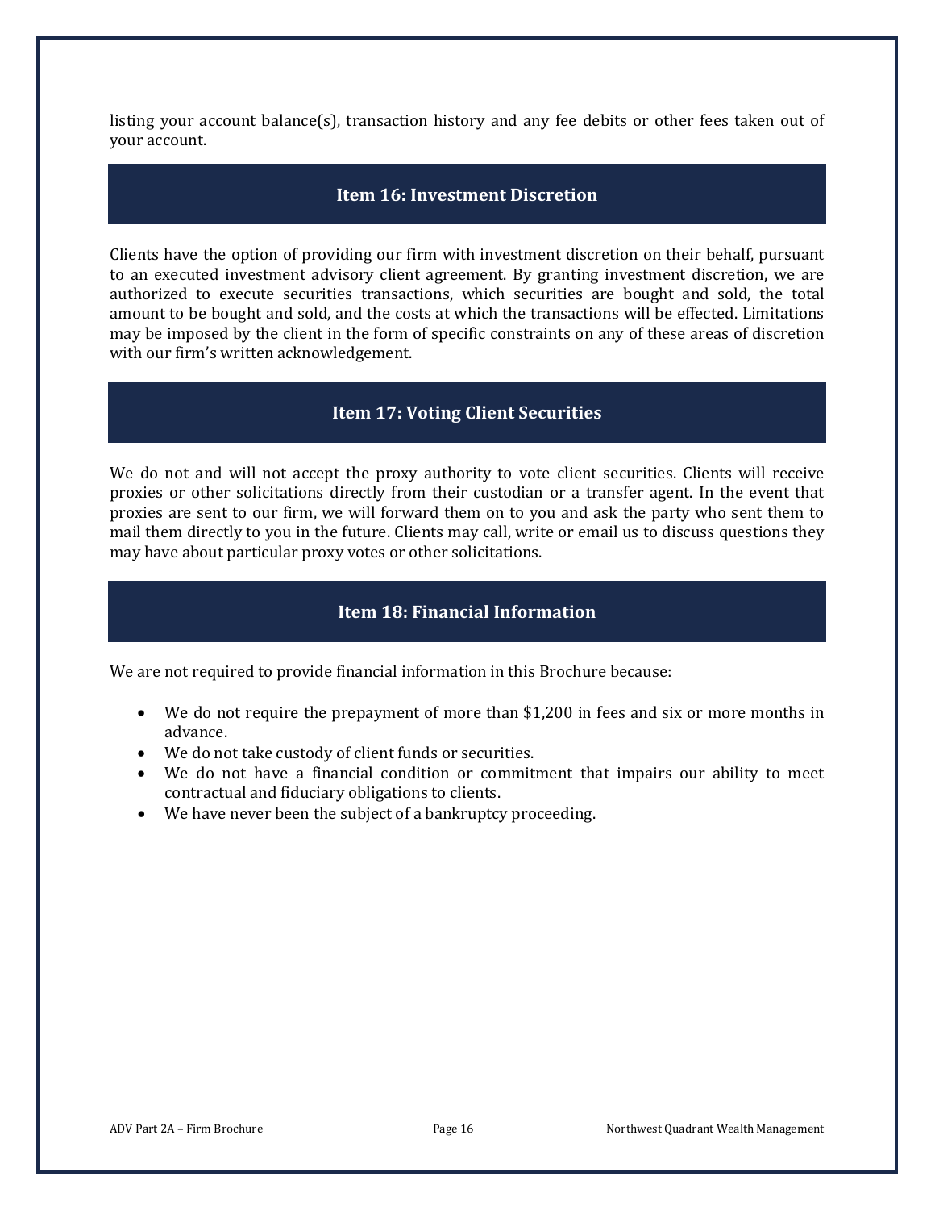listing your account balance(s), transaction history and any fee debits or other fees taken out of your account.

## Item 16: Investment Discretion

Clients have the option of providing our firm with investment discretion on their behalf, pursuant to an executed investment advisory client agreement. By granting investment discretion, we are authorized to execute securities transactions, which securities are bought and sold, the total amount to be bought and sold, and the costs at which the transactions will be effected. Limitations may be imposed by the client in the form of specific constraints on any of these areas of discretion with our firm's written acknowledgement.

## Item 17: Voting Client Securities

We do not and will not accept the proxy authority to vote client securities. Clients will receive proxies or other solicitations directly from their custodian or a transfer agent. In the event that proxies are sent to our firm, we will forward them on to you and ask the party who sent them to mail them directly to you in the future. Clients may call, write or email us to discuss questions they may have about particular proxy votes or other solicitations.

## Item 18: Financial Information

We are not required to provide financial information in this Brochure because:

- We do not require the prepayment of more than $1,200 in fees and six or more months in advance.
- We do not take custody of client funds or securities.
- We do not have a financial condition or commitment that impairs our ability to meet contractual and fiduciary obligations to clients.
- We have never been the subject of a bankruptcy proceeding.